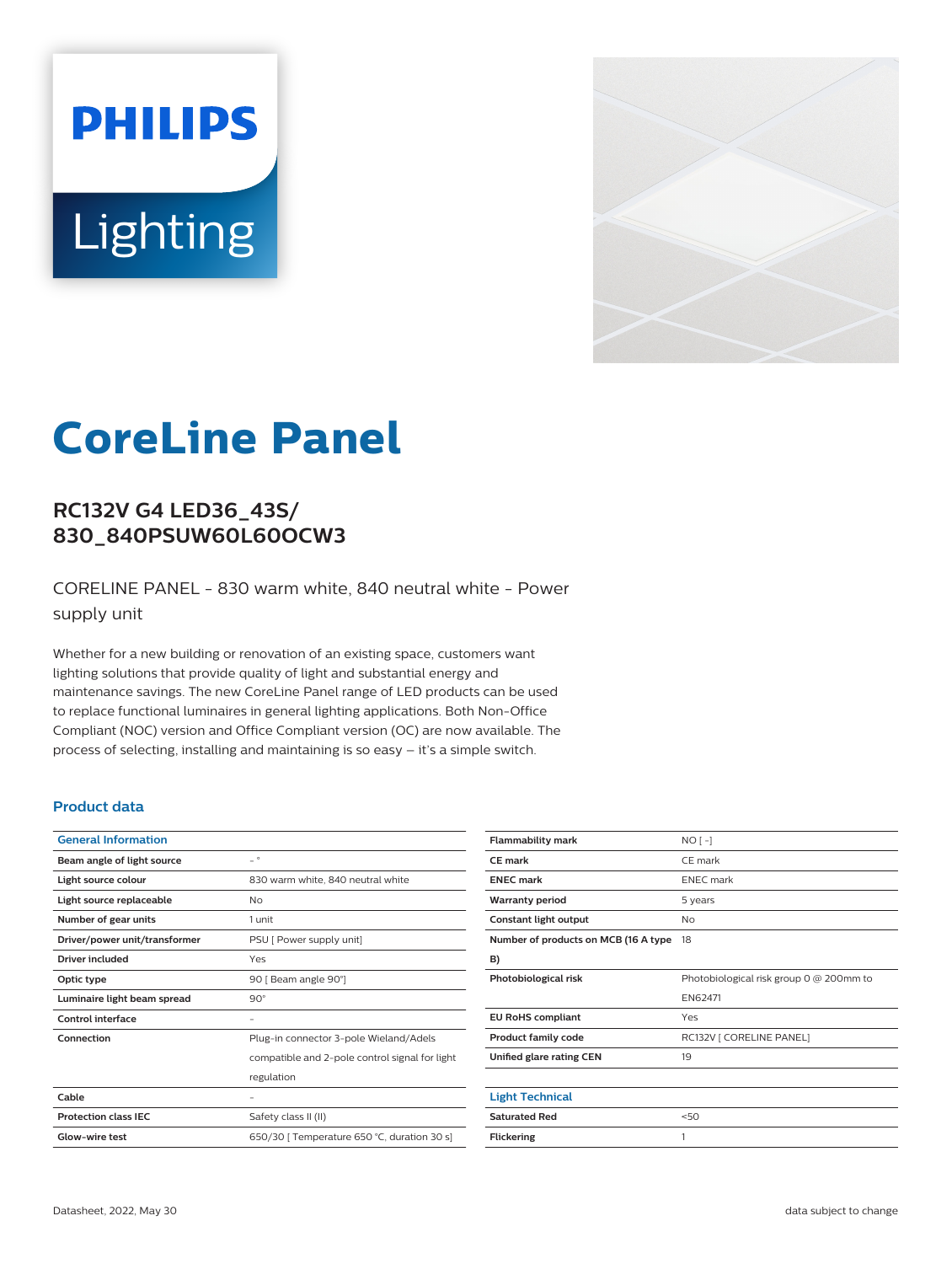# CoreLine Panel

## RC132V G4 LED36_43S/ 830_840PSUW60L60OCW3

CORELINE PANEL - 830 warm white, 840 neutral white - Power supply unit

Whether for a new building or renovation of an existing space, customers want lighting solutions that provide quality of light and substantial energy and maintenance savings. The new CoreLine Panel range of LED products can be used to replace functional luminaires in general lighting applications. Both Non-Office Compliant (NOC) version and Office Compliant version (OC) are now available. The process of selecting, installing and maintaining is so easy – it's a simple switch.

### Product data

| General Information | |
|---|---|
| Beam angle of light source | - ° |
| Light source colour | 830 warm white, 840 neutral white |
| Light source replaceable | No |
| Number of gear units | 1 unit |
| Driver/power unit/transformer | PSU [ Power supply unit] |
| Driver included | Yes |
| Optic type | 90 [ Beam angle 90°] |
| Luminaire light beam spread | 90° |
| Control interface | - |
| Connection | Plug-in connector 3-pole Wieland/Adels compatible and 2-pole control signal for light regulation |
| Cable | - |
| Protection class IEC | Safety class II (II) |
| Glow-wire test | 650/30 [ Temperature 650 °C, duration 30 s] |
| Flammability mark | NO [ -] |
| CE mark | CE mark |
| ENEC mark | ENEC mark |
| Warranty period | 5 years |
| Constant light output | No |
| Number of products on MCB (16 A type B) | 18 |
| Photobiological risk | Photobiological risk group 0 @ 200mm to EN62471 |
| EU RoHS compliant | Yes |
| Product family code | RC132V [ CORELINE PANEL] |
| Unified glare rating CEN | 19 |

| Light Technical | |
|---|---|
| Saturated Red | <50 |
| Flickering | 1 |

Datasheet, 2022, May 30

data subject to change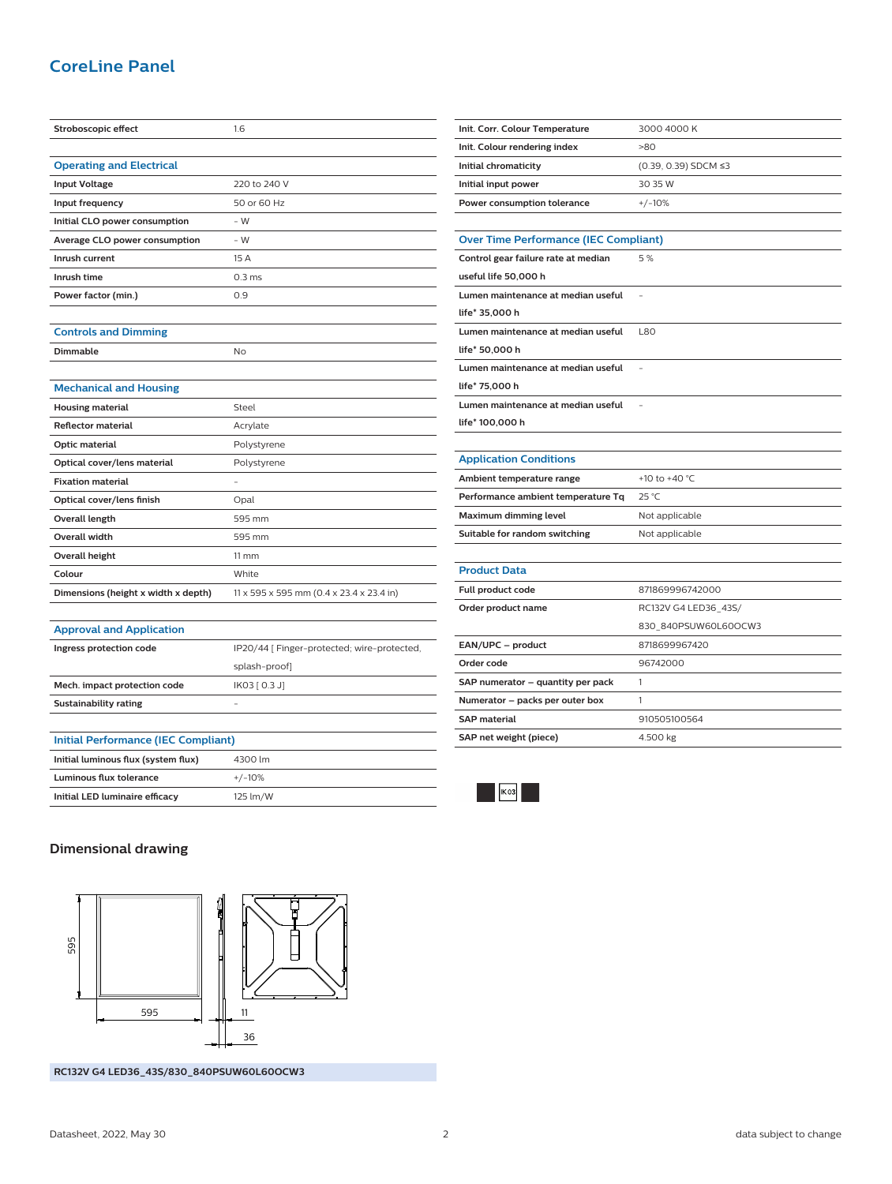## CoreLine Panel

| | |
|---|---|
| Stroboscopic effect | 1.6 |

| Operating and Electrical | |
|---|---|
| Input Voltage | 220 to 240 V |
| Input frequency | 50 or 60 Hz |
| Initial CLO power consumption | - W |
| Average CLO power consumption | - W |
| Inrush current | 15 A |
| Inrush time | 0.3 ms |
| Power factor (min.) | 0.9 |

| Controls and Dimming | |
|---|---|
| Dimmable | No |

| Mechanical and Housing | |
|---|---|
| Housing material | Steel |
| Reflector material | Acrylate |
| Optic material | Polystyrene |
| Optical cover/lens material | Polystyrene |
| Fixation material | - |
| Optical cover/lens finish | Opal |
| Overall length | 595 mm |
| Overall width | 595 mm |
| Overall height | 11 mm |
| Colour | White |
| Dimensions (height x width x depth) | 11 x 595 x 595 mm (0.4 x 23.4 x 23.4 in) |

| Approval and Application | |
|---|---|
| Ingress protection code | IP20/44 [ Finger-protected; wire-protected, splash-proof] |
| Mech. impact protection code | IK03 [ 0.3 J] |
| Sustainability rating | - |

| Initial Performance (IEC Compliant) | |
|---|---|
| Initial luminous flux (system flux) | 4300 lm |
| Luminous flux tolerance | +/-10% |
| Initial LED luminaire efficacy | 125 lm/W |
| Init. Corr. Colour Temperature | 3000 4000 K |
| Init. Colour rendering index | >80 |
| Initial chromaticity | (0.39, 0.39) SDCM ≤3 |
| Initial input power | 30 35 W |
| Power consumption tolerance | +/-10% |

| Over Time Performance (IEC Compliant) | |
|---|---|
| Control gear failure rate at median useful life 50,000 h | 5 % |
| Lumen maintenance at median useful life* 35,000 h | - |
| Lumen maintenance at median useful life* 50,000 h | L80 |
| Lumen maintenance at median useful life* 75,000 h | - |
| Lumen maintenance at median useful life* 100,000 h | - |

| Application Conditions | |
|---|---|
| Ambient temperature range | +10 to +40 °C |
| Performance ambient temperature Tq | 25 °C |
| Maximum dimming level | Not applicable |
| Suitable for random switching | Not applicable |

| Product Data | |
|---|---|
| Full product code | 871869996742000 |
| Order product name | RC132V G4 LED36_43S/830_840PSUW60L60OCW3 |
| EAN/UPC – product | 8718699967420 |
| Order code | 96742000 |
| SAP numerator – quantity per pack | 1 |
| Numerator – packs per outer box | 1 |
| SAP material | 910505100564 |
| SAP net weight (piece) | 4.500 kg |

IK03

## Dimensional drawing

595

595

11

36

**RC132V G4 LED36_43S/830_840PSUW60L60OCW3**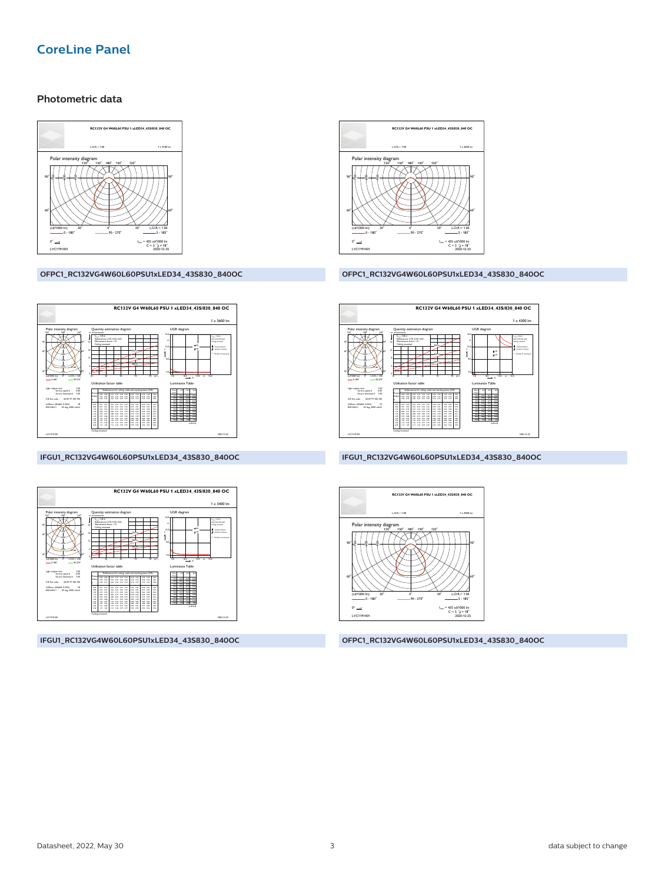# CoreLine Panel

## Photometric data

RC132V G4 W60L60 PSU 1 xLED34_43S/830_840 OC

L.O.R.= 1.00 | 1 x 4100 lm

Polar intensity diagram

(cd/1000 lm) — 0 - 180° — 90 - 270° — 5 - 185° L.O.R.= 1.00

$I_{max}$ = 435 cd/1000 lm C = 5 γ = 18°

LVC1191401 2020-12-25

OFPC1_RC132VG4W60L60PSU1xLED34_43S830_840OC

RC132V G4 W60L60 PSU 1 xLED34_43S/830_840 OC

L.O.R.= 1.00 | 1 x 3600 lm

Polar intensity diagram

(cd/1000 lm) — 0 - 180° — 90 - 270° — 5 - 185° L.O.R.= 1.00

$I_{max}$ = 435 cd/1000 lm C = 5 γ = 18°

LVC1191401 2020-12-25

OFPC1_RC132VG4W60L60PSU1xLED34_43S830_840OC

RC132V G4 W60L60 PSU 1 xLED34_43S/830_840 OC

1 x 3600 lm

Polar intensity diagram | Quantity estimation diagram | UGR diagram

Utilisation factor table | Luminance Table

Ceiling mounted

LVC1191400 2020-12-25

IFGU1_RC132VG4W60L60PSU1xLED34_43S830_840OC

RC132V G4 W60L60 PSU 1 xLED34_43S/830_840 OC

1 x 4300 lm

Polar intensity diagram | Quantity estimation diagram | UGR diagram

Utilisation factor table | Luminance Table

Ceiling mounted

LVC1191400 2020-12-25

IFGU1_RC132VG4W60L60PSU1xLED34_43S830_840OC

RC132V G4 W60L60 PSU 1 xLED34_43S/830_840 OC

1 x 3400 lm

Polar intensity diagram | Quantity estimation diagram | UGR diagram

Utilisation factor table | Luminance Table

Ceiling mounted

LVC1191400 2020-12-25

IFGU1_RC132VG4W60L60PSU1xLED34_43S830_840OC

RC132V G4 W60L60 PSU 1 xLED34_43S/830_840 OC

L.O.R.= 1.00 | 1 x 4300 lm

Polar intensity diagram

(cd/1000 lm) — 0 - 180° — 90 - 270° — 5 - 185° L.O.R.= 1.00

$I_{max}$ = 435 cd/1000 lm C = 5 γ = 18°

LVC1191401 2020-12-25

OFPC1_RC132VG4W60L60PSU1xLED34_43S830_840OC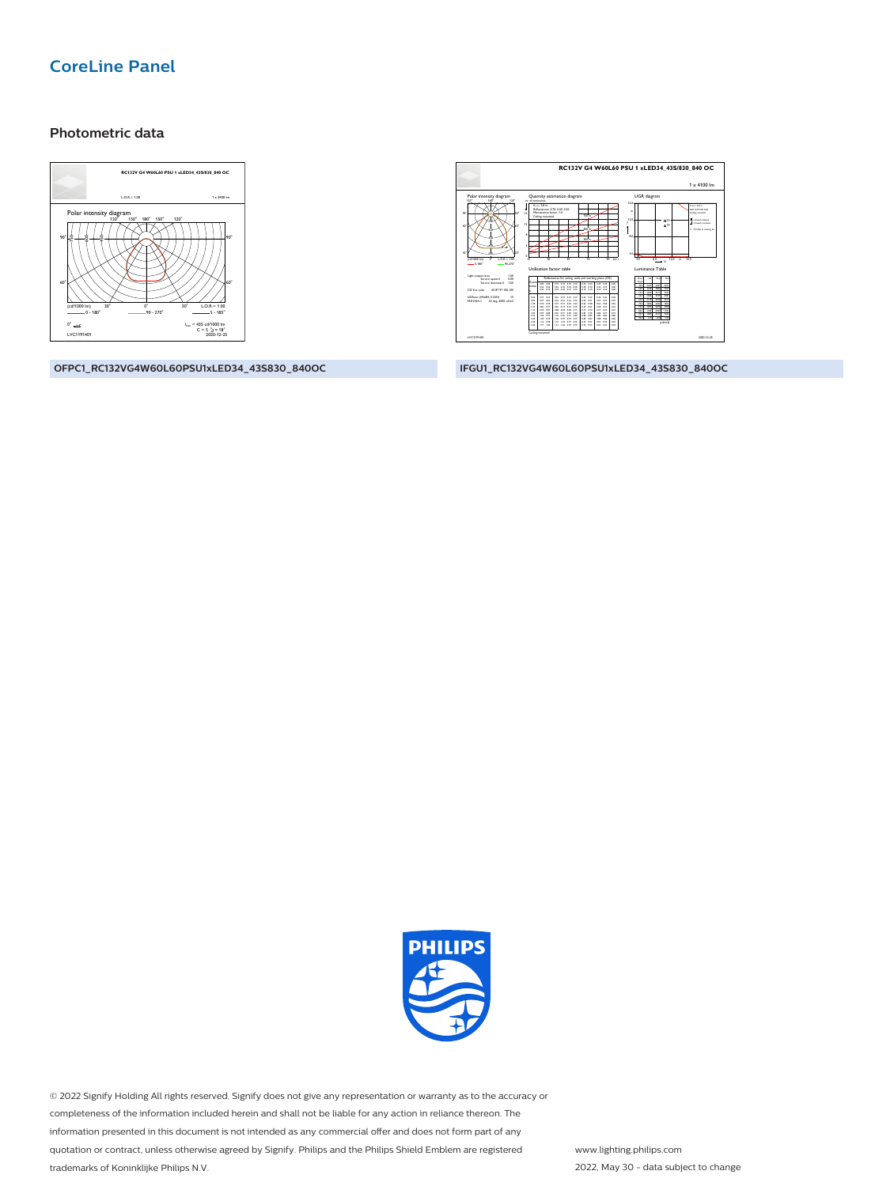## CoreLine Panel

### Photometric data

RC132V G4 W60L60 PSU 1 xLED34_43S/830_840 OC

L.O.R.= 1.00

1 x 3400 lm

Polar intensity diagram

120° 150° 180° 150° 120°

90° 90°

60° 60°

(cd/1000 lm) 30° 0° 30° L.O.R.= 1.00

0 - 180° 90 - 270° 5 - 185°

LVC1191401

$I_{max}$ = 435 cd/1000 lm

C = 5 γ = 18°

2020-12-25

OFPC1_RC132VG4W60L60PSU1xLED34_43S830_840OC

RC132V G4 W60L60 PSU 1 xLED34_43S/830_840 OC

1 x 4100 lm

Polar intensity diagram

Quantity estimation diagram

UGR diagram

Utilisation factor table

Luminance Table

LVC1191400

2022-12-20

IFGU1_RC132VG4W60L60PSU1xLED34_43S830_840OC

© 2022 Signify Holding All rights reserved. Signify does not give any representation or warranty as to the accuracy or completeness of the information included herein and shall not be liable for any action in reliance thereon. The information presented in this document is not intended as any commercial offer and does not form part of any quotation or contract, unless otherwise agreed by Signify. Philips and the Philips Shield Emblem are registered trademarks of Koninklijke Philips N.V.

www.lighting.philips.com

2022, May 30 - data subject to change